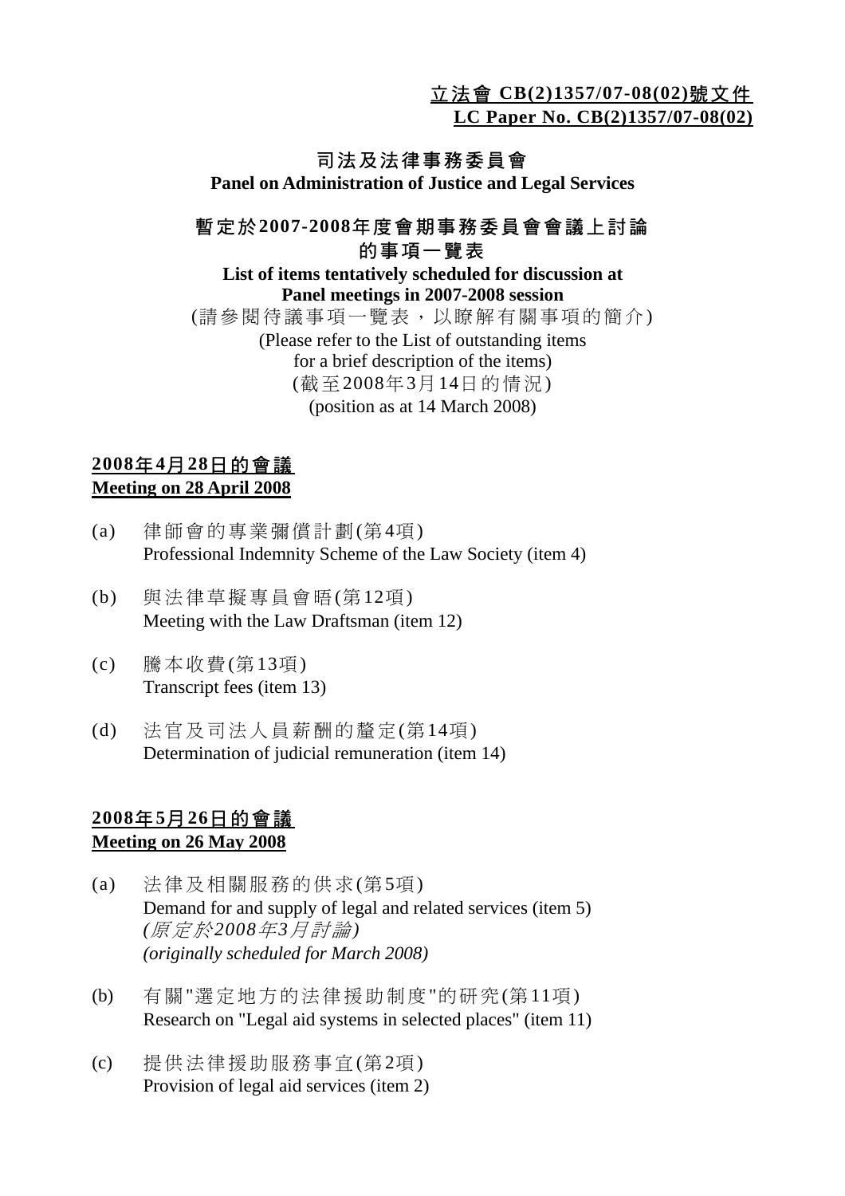**立法會 CB(2)1357/07-08(02)號文件**
**LC Paper No. CB(2)1357/07-08(02)**

# 司法及法律事務委員會
**Panel on Administration of Justice and Legal Services**

## 暫定於2007-2008年度會期事務委員會會議上討論的事項一覽表
**List of items tentatively scheduled for discussion at Panel meetings in 2007-2008 session**

(請參閱待議事項一覽表，以瞭解有關事項的簡介)
(Please refer to the List of outstanding items for a brief description of the items)
(截至2008年3月14日的情況)
(position as at 14 March 2008)

### 2008年4月28日的會議
### Meeting on 28 April 2008

(a) 律師會的專業彌償計劃(第4項)
Professional Indemnity Scheme of the Law Society (item 4)

(b) 與法律草擬專員會晤(第12項)
Meeting with the Law Draftsman (item 12)

(c) 謄本收費(第13項)
Transcript fees (item 13)

(d) 法官及司法人員薪酬的釐定(第14項)
Determination of judicial remuneration (item 14)

### 2008年5月26日的會議
### Meeting on 26 May 2008

(a) 法律及相關服務的供求(第5項)
Demand for and supply of legal and related services (item 5)
*(原定於2008年3月討論)*
*(originally scheduled for March 2008)*

(b) 有關"選定地方的法律援助制度"的研究(第11項)
Research on "Legal aid systems in selected places" (item 11)

(c) 提供法律援助服務事宜(第2項)
Provision of legal aid services (item 2)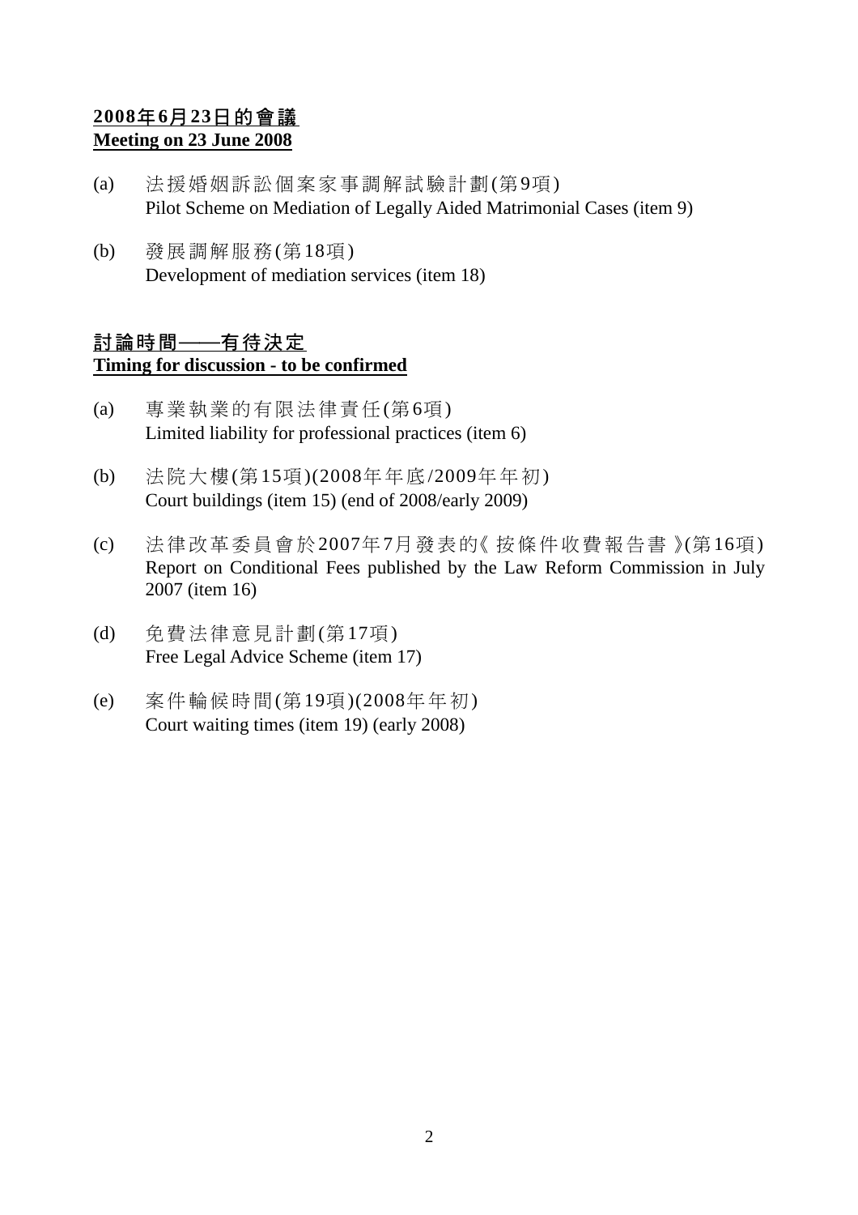**<u>2008年6月23日的會議</u>**
**<u>Meeting on 23 June 2008</u>**

(a) 法援婚姻訴訟個案家事調解試驗計劃(第9項)
Pilot Scheme on Mediation of Legally Aided Matrimonial Cases (item 9)

(b) 發展調解服務(第18項)
Development of mediation services (item 18)

**<u>討論時間——有待決定</u>**
**<u>Timing for discussion - to be confirmed</u>**

(a) 專業執業的有限法律責任(第6項)
Limited liability for professional practices (item 6)

(b) 法院大樓(第15項)(2008年年底/2009年年初)
Court buildings (item 15) (end of 2008/early 2009)

(c) 法律改革委員會於2007年7月發表的《按條件收費報告書》(第16項)
Report on Conditional Fees published by the Law Reform Commission in July 2007 (item 16)

(d) 免費法律意見計劃(第17項)
Free Legal Advice Scheme (item 17)

(e) 案件輪候時間(第19項)(2008年年初)
Court waiting times (item 19) (early 2008)